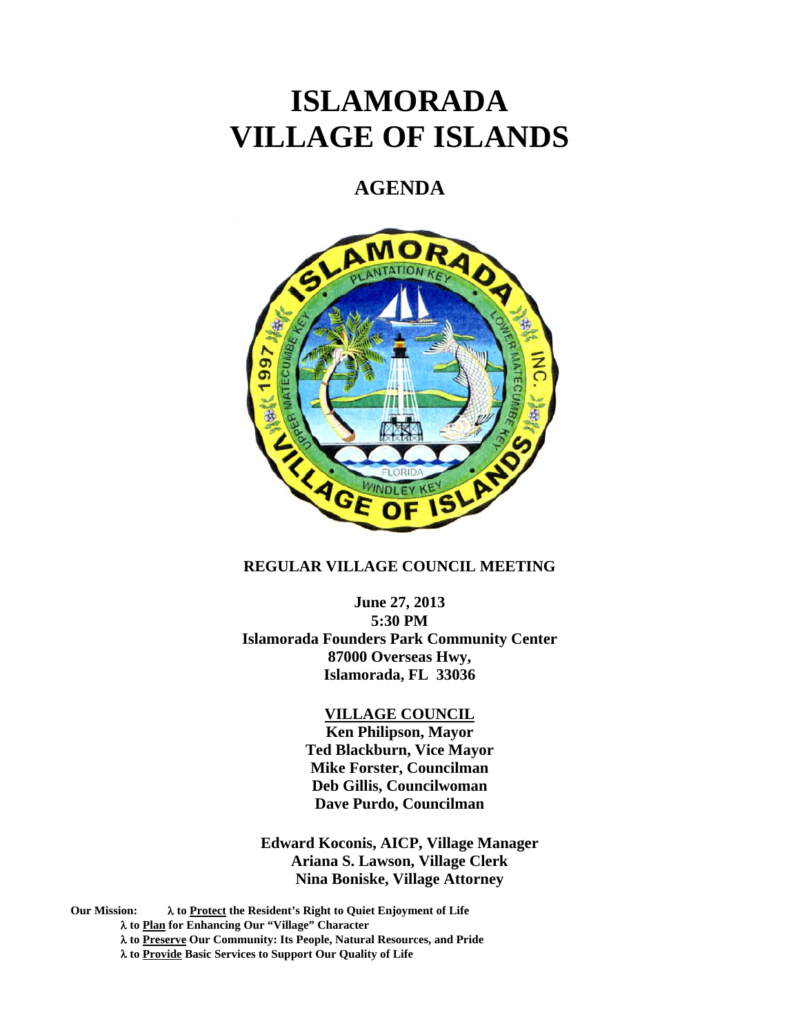# ISLAMORADA
# VILLAGE OF ISLANDS

## AGENDA

**REGULAR VILLAGE COUNCIL MEETING**

**June 27, 2013**
**5:30 PM**
**Islamorada Founders Park Community Center**
**87000 Overseas Hwy,**
**Islamorada, FL 33036**

**VILLAGE COUNCIL**
**Ken Philipson, Mayor**
**Ted Blackburn, Vice Mayor**
**Mike Forster, Councilman**
**Deb Gillis, Councilwoman**
**Dave Purdo, Councilman**

**Edward Koconis, AICP, Village Manager**
**Ariana S. Lawson, Village Clerk**
**Nina Boniske, Village Attorney**

**Our Mission:** λ **to Protect the Resident's Right to Quiet Enjoyment of Life**
λ **to Plan for Enhancing Our "Village" Character**
λ **to Preserve Our Community: Its People, Natural Resources, and Pride**
λ **to Provide Basic Services to Support Our Quality of Life**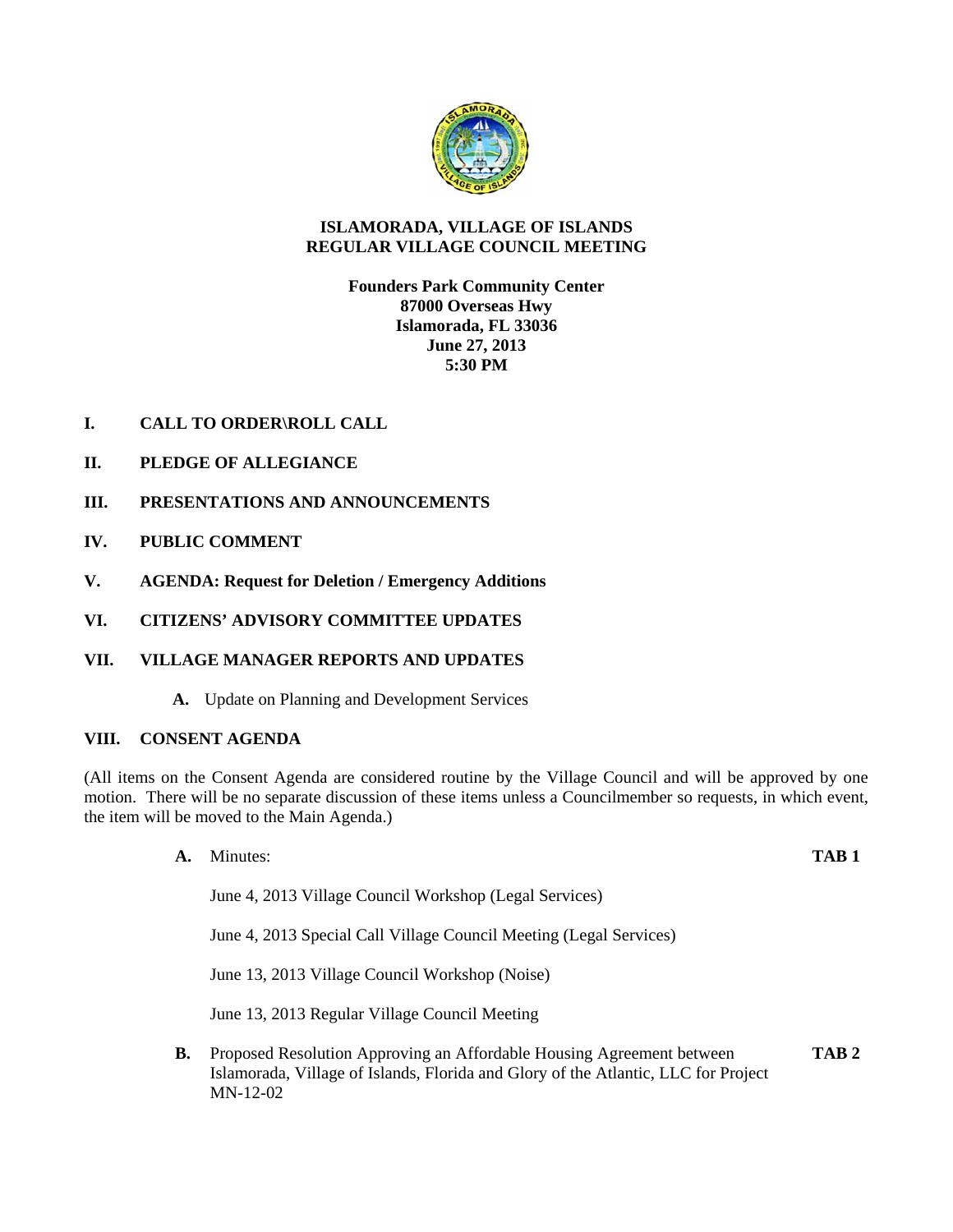# ISLAMORADA, VILLAGE OF ISLANDS
# REGULAR VILLAGE COUNCIL MEETING

**Founders Park Community Center**
**87000 Overseas Hwy**
**Islamorada, FL 33036**
**June 27, 2013**
**5:30 PM**

**I. CALL TO ORDER\ROLL CALL**

**II. PLEDGE OF ALLEGIANCE**

**III. PRESENTATIONS AND ANNOUNCEMENTS**

**IV. PUBLIC COMMENT**

**V. AGENDA: Request for Deletion / Emergency Additions**

**VI. CITIZENS' ADVISORY COMMITTEE UPDATES**

**VII. VILLAGE MANAGER REPORTS AND UPDATES**

**A.** Update on Planning and Development Services

**VIII. CONSENT AGENDA**

(All items on the Consent Agenda are considered routine by the Village Council and will be approved by one motion. There will be no separate discussion of these items unless a Councilmember so requests, in which event, the item will be moved to the Main Agenda.)

**A.** Minutes: **TAB 1**

June 4, 2013 Village Council Workshop (Legal Services)

June 4, 2013 Special Call Village Council Meeting (Legal Services)

June 13, 2013 Village Council Workshop (Noise)

June 13, 2013 Regular Village Council Meeting

**B.** Proposed Resolution Approving an Affordable Housing Agreement between Islamorada, Village of Islands, Florida and Glory of the Atlantic, LLC for Project MN-12-02 **TAB 2**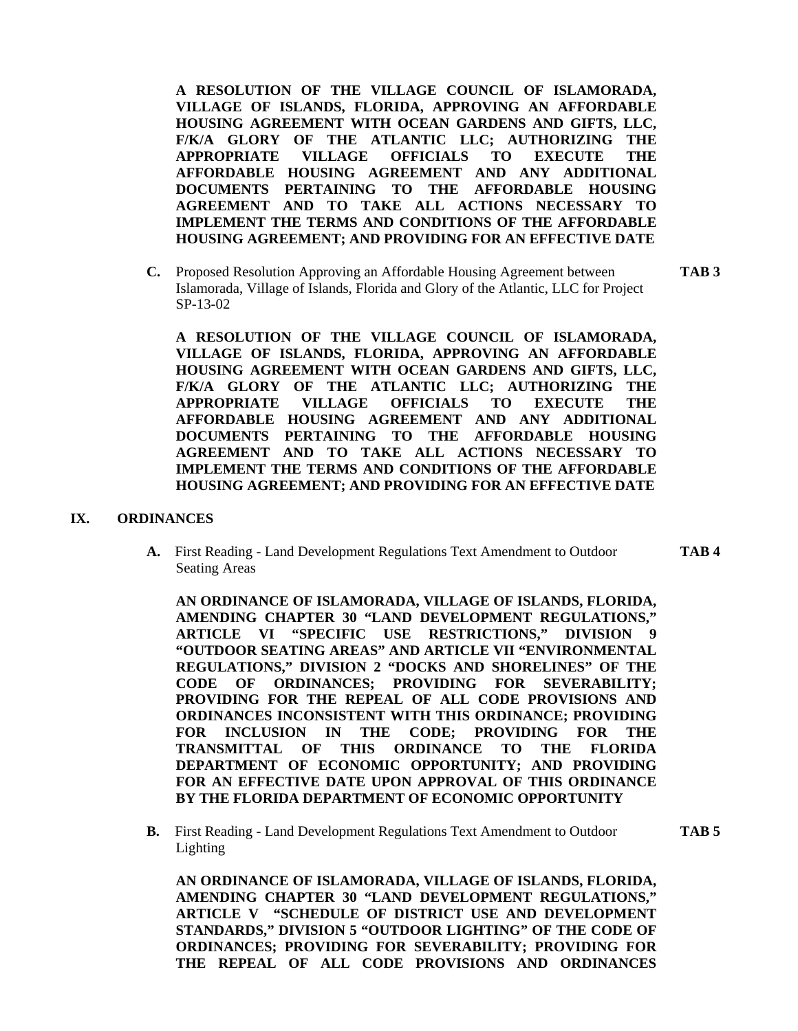**A RESOLUTION OF THE VILLAGE COUNCIL OF ISLAMORADA, VILLAGE OF ISLANDS, FLORIDA, APPROVING AN AFFORDABLE HOUSING AGREEMENT WITH OCEAN GARDENS AND GIFTS, LLC, F/K/A GLORY OF THE ATLANTIC LLC; AUTHORIZING THE APPROPRIATE VILLAGE OFFICIALS TO EXECUTE THE AFFORDABLE HOUSING AGREEMENT AND ANY ADDITIONAL DOCUMENTS PERTAINING TO THE AFFORDABLE HOUSING AGREEMENT AND TO TAKE ALL ACTIONS NECESSARY TO IMPLEMENT THE TERMS AND CONDITIONS OF THE AFFORDABLE HOUSING AGREEMENT; AND PROVIDING FOR AN EFFECTIVE DATE**

**C.** Proposed Resolution Approving an Affordable Housing Agreement between Islamorada, Village of Islands, Florida and Glory of the Atlantic, LLC for Project SP-13-02 **TAB 3**

**A RESOLUTION OF THE VILLAGE COUNCIL OF ISLAMORADA, VILLAGE OF ISLANDS, FLORIDA, APPROVING AN AFFORDABLE HOUSING AGREEMENT WITH OCEAN GARDENS AND GIFTS, LLC, F/K/A GLORY OF THE ATLANTIC LLC; AUTHORIZING THE APPROPRIATE VILLAGE OFFICIALS TO EXECUTE THE AFFORDABLE HOUSING AGREEMENT AND ANY ADDITIONAL DOCUMENTS PERTAINING TO THE AFFORDABLE HOUSING AGREEMENT AND TO TAKE ALL ACTIONS NECESSARY TO IMPLEMENT THE TERMS AND CONDITIONS OF THE AFFORDABLE HOUSING AGREEMENT; AND PROVIDING FOR AN EFFECTIVE DATE**

## IX. ORDINANCES

**A.** First Reading - Land Development Regulations Text Amendment to Outdoor Seating Areas **TAB 4**

**AN ORDINANCE OF ISLAMORADA, VILLAGE OF ISLANDS, FLORIDA, AMENDING CHAPTER 30 "LAND DEVELOPMENT REGULATIONS," ARTICLE VI "SPECIFIC USE RESTRICTIONS," DIVISION 9 "OUTDOOR SEATING AREAS" AND ARTICLE VII "ENVIRONMENTAL REGULATIONS," DIVISION 2 "DOCKS AND SHORELINES" OF THE CODE OF ORDINANCES; PROVIDING FOR SEVERABILITY; PROVIDING FOR THE REPEAL OF ALL CODE PROVISIONS AND ORDINANCES INCONSISTENT WITH THIS ORDINANCE; PROVIDING FOR INCLUSION IN THE CODE; PROVIDING FOR THE TRANSMITTAL OF THIS ORDINANCE TO THE FLORIDA DEPARTMENT OF ECONOMIC OPPORTUNITY; AND PROVIDING FOR AN EFFECTIVE DATE UPON APPROVAL OF THIS ORDINANCE BY THE FLORIDA DEPARTMENT OF ECONOMIC OPPORTUNITY**

**B.** First Reading - Land Development Regulations Text Amendment to Outdoor Lighting **TAB 5**

**AN ORDINANCE OF ISLAMORADA, VILLAGE OF ISLANDS, FLORIDA, AMENDING CHAPTER 30 "LAND DEVELOPMENT REGULATIONS," ARTICLE V "SCHEDULE OF DISTRICT USE AND DEVELOPMENT STANDARDS," DIVISION 5 "OUTDOOR LIGHTING" OF THE CODE OF ORDINANCES; PROVIDING FOR SEVERABILITY; PROVIDING FOR THE REPEAL OF ALL CODE PROVISIONS AND ORDINANCES**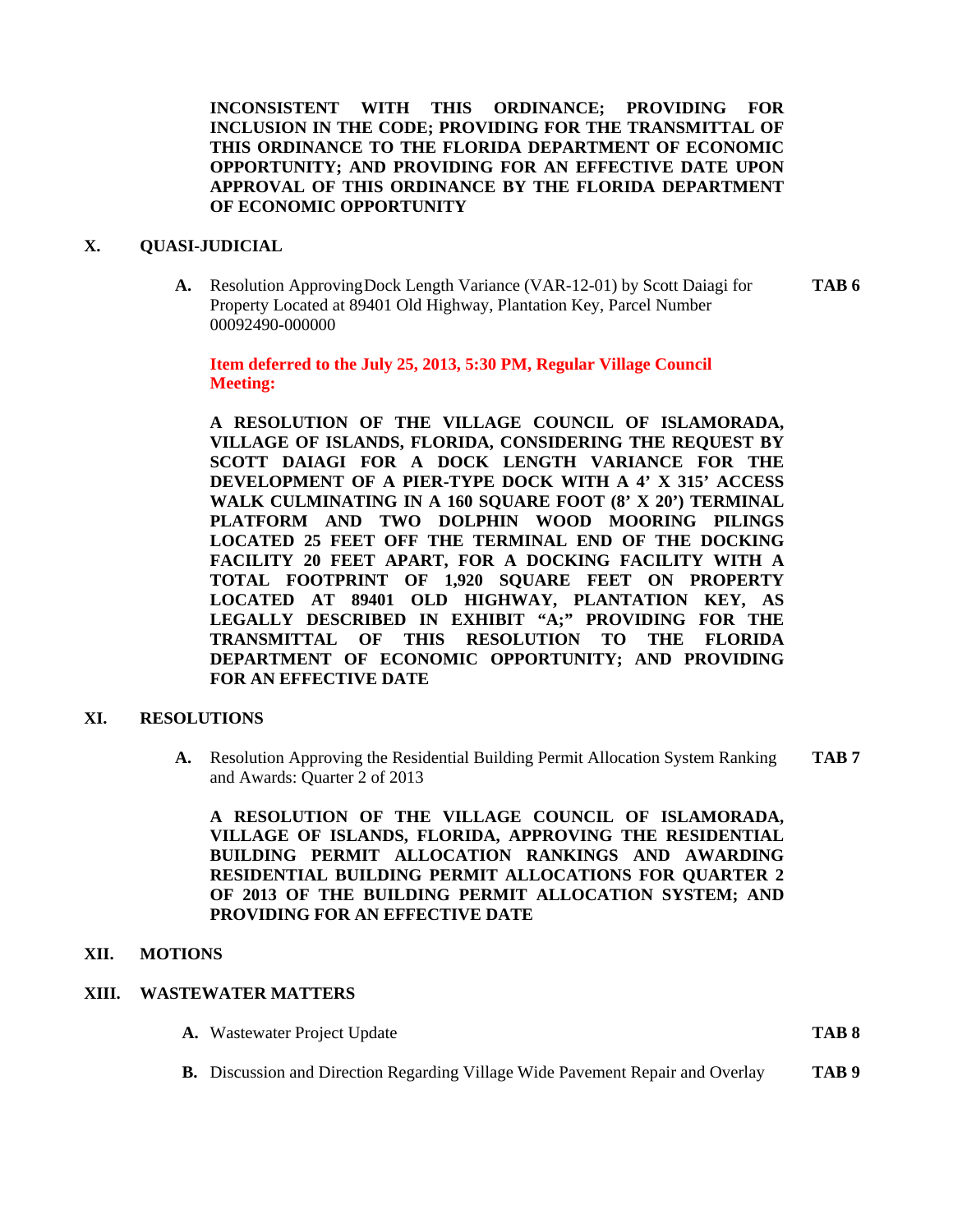**INCONSISTENT WITH THIS ORDINANCE; PROVIDING FOR INCLUSION IN THE CODE; PROVIDING FOR THE TRANSMITTAL OF THIS ORDINANCE TO THE FLORIDA DEPARTMENT OF ECONOMIC OPPORTUNITY; AND PROVIDING FOR AN EFFECTIVE DATE UPON APPROVAL OF THIS ORDINANCE BY THE FLORIDA DEPARTMENT OF ECONOMIC OPPORTUNITY**

## X. QUASI-JUDICIAL

**A.** Resolution Approving Dock Length Variance (VAR-12-01) by Scott Daiagi for Property Located at 89401 Old Highway, Plantation Key, Parcel Number 00092490-000000 **TAB 6**

**Item deferred to the July 25, 2013, 5:30 PM, Regular Village Council Meeting:**

**A RESOLUTION OF THE VILLAGE COUNCIL OF ISLAMORADA, VILLAGE OF ISLANDS, FLORIDA, CONSIDERING THE REQUEST BY SCOTT DAIAGI FOR A DOCK LENGTH VARIANCE FOR THE DEVELOPMENT OF A PIER-TYPE DOCK WITH A 4' X 315' ACCESS WALK CULMINATING IN A 160 SQUARE FOOT (8' X 20') TERMINAL PLATFORM AND TWO DOLPHIN WOOD MOORING PILINGS LOCATED 25 FEET OFF THE TERMINAL END OF THE DOCKING FACILITY 20 FEET APART, FOR A DOCKING FACILITY WITH A TOTAL FOOTPRINT OF 1,920 SQUARE FEET ON PROPERTY LOCATED AT 89401 OLD HIGHWAY, PLANTATION KEY, AS LEGALLY DESCRIBED IN EXHIBIT "A;" PROVIDING FOR THE TRANSMITTAL OF THIS RESOLUTION TO THE FLORIDA DEPARTMENT OF ECONOMIC OPPORTUNITY; AND PROVIDING FOR AN EFFECTIVE DATE**

## XI. RESOLUTIONS

**A.** Resolution Approving the Residential Building Permit Allocation System Ranking and Awards: Quarter 2 of 2013 **TAB 7**

**A RESOLUTION OF THE VILLAGE COUNCIL OF ISLAMORADA, VILLAGE OF ISLANDS, FLORIDA, APPROVING THE RESIDENTIAL BUILDING PERMIT ALLOCATION RANKINGS AND AWARDING RESIDENTIAL BUILDING PERMIT ALLOCATIONS FOR QUARTER 2 OF 2013 OF THE BUILDING PERMIT ALLOCATION SYSTEM; AND PROVIDING FOR AN EFFECTIVE DATE**

## XII. MOTIONS

## XIII. WASTEWATER MATTERS

**A.** Wastewater Project Update **TAB 8**

**B.** Discussion and Direction Regarding Village Wide Pavement Repair and Overlay **TAB 9**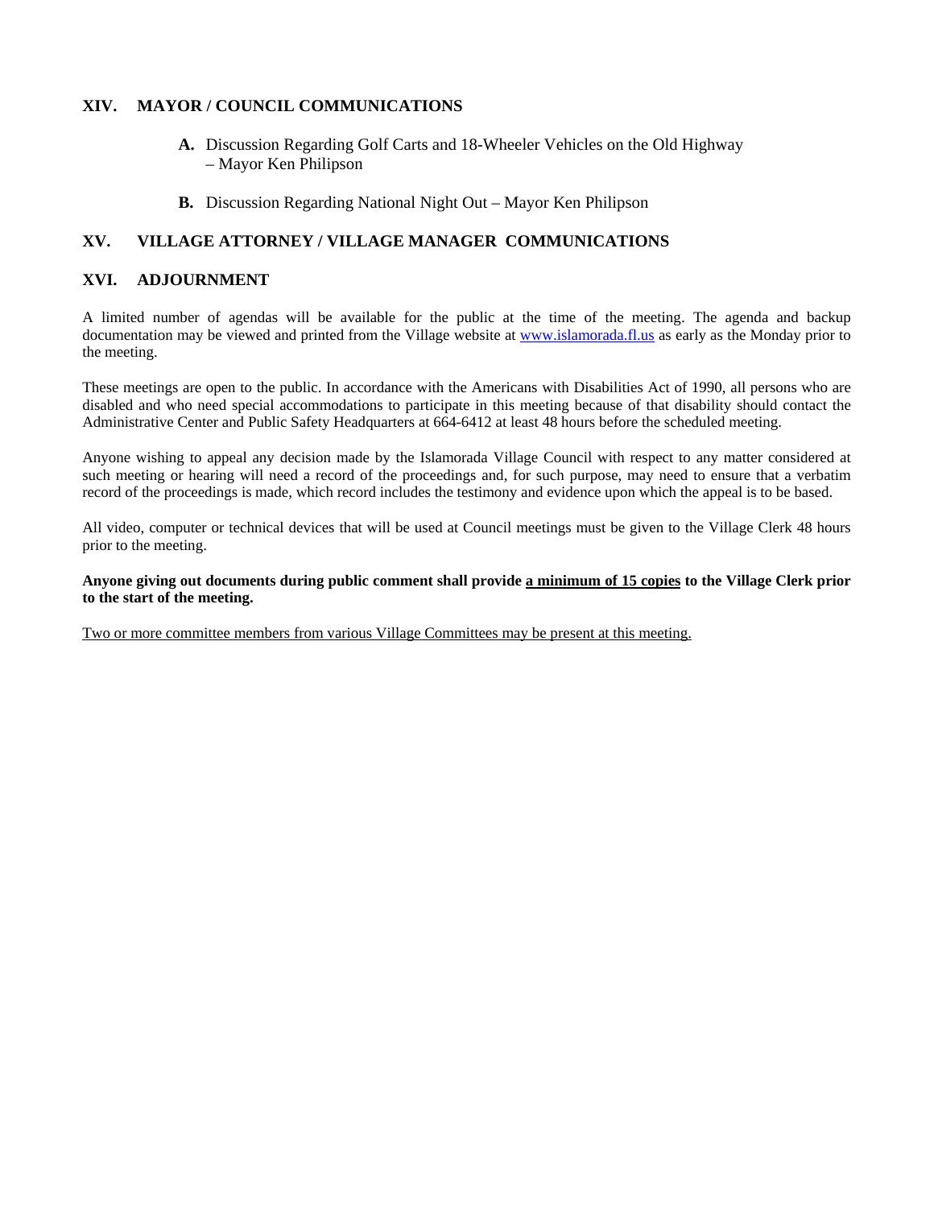## XIV. MAYOR / COUNCIL COMMUNICATIONS

**A.** Discussion Regarding Golf Carts and 18-Wheeler Vehicles on the Old Highway – Mayor Ken Philipson

**B.** Discussion Regarding National Night Out – Mayor Ken Philipson

## XV. VILLAGE ATTORNEY / VILLAGE MANAGER COMMUNICATIONS

## XVI. ADJOURNMENT

A limited number of agendas will be available for the public at the time of the meeting. The agenda and backup documentation may be viewed and printed from the Village website at www.islamorada.fl.us as early as the Monday prior to the meeting.

These meetings are open to the public. In accordance with the Americans with Disabilities Act of 1990, all persons who are disabled and who need special accommodations to participate in this meeting because of that disability should contact the Administrative Center and Public Safety Headquarters at 664-6412 at least 48 hours before the scheduled meeting.

Anyone wishing to appeal any decision made by the Islamorada Village Council with respect to any matter considered at such meeting or hearing will need a record of the proceedings and, for such purpose, may need to ensure that a verbatim record of the proceedings is made, which record includes the testimony and evidence upon which the appeal is to be based.

All video, computer or technical devices that will be used at Council meetings must be given to the Village Clerk 48 hours prior to the meeting.

**Anyone giving out documents during public comment shall provide <u>a minimum of 15 copies</u> to the Village Clerk prior to the start of the meeting.**

<u>Two or more committee members from various Village Committees may be present at this meeting.</u>